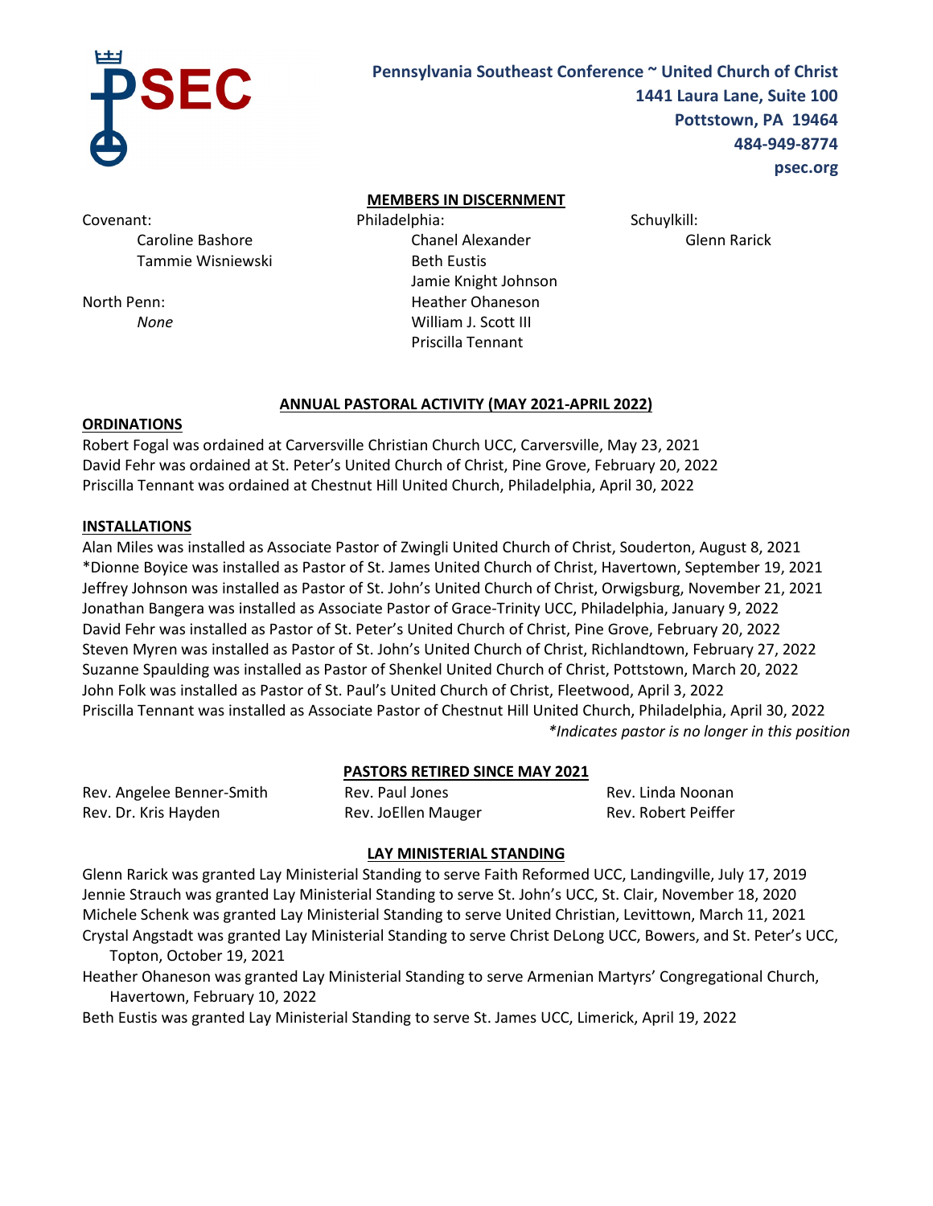PSEC

**Pennsylvania Southeast Conference ~ United Church of Christ**
**1441 Laura Lane, Suite 100**
**Pottstown, PA 19464**
**484-949-8774**
**psec.org**

## MEMBERS IN DISCERNMENT

Covenant:
- Caroline Bashore
- Tammie Wisniewski

North Penn:
- *None*

Philadelphia:
- Chanel Alexander
- Beth Eustis
- Jamie Knight Johnson
- Heather Ohaneson
- William J. Scott III
- Priscilla Tennant

Schuylkill:
- Glenn Rarick

## ANNUAL PASTORAL ACTIVITY (MAY 2021-APRIL 2022)

### ORDINATIONS

Robert Fogal was ordained at Carversville Christian Church UCC, Carversville, May 23, 2021
David Fehr was ordained at St. Peter's United Church of Christ, Pine Grove, February 20, 2022
Priscilla Tennant was ordained at Chestnut Hill United Church, Philadelphia, April 30, 2022

### INSTALLATIONS

Alan Miles was installed as Associate Pastor of Zwingli United Church of Christ, Souderton, August 8, 2021
*Dionne Boyice was installed as Pastor of St. James United Church of Christ, Havertown, September 19, 2021
Jeffrey Johnson was installed as Pastor of St. John's United Church of Christ, Orwigsburg, November 21, 2021
Jonathan Bangera was installed as Associate Pastor of Grace-Trinity UCC, Philadelphia, January 9, 2022
David Fehr was installed as Pastor of St. Peter's United Church of Christ, Pine Grove, February 20, 2022
Steven Myren was installed as Pastor of St. John's United Church of Christ, Richlandtown, February 27, 2022
Suzanne Spaulding was installed as Pastor of Shenkel United Church of Christ, Pottstown, March 20, 2022
John Folk was installed as Pastor of St. Paul's United Church of Christ, Fleetwood, April 3, 2022
Priscilla Tennant was installed as Associate Pastor of Chestnut Hill United Church, Philadelphia, April 30, 2022

*\*Indicates pastor is no longer in this position*

## PASTORS RETIRED SINCE MAY 2021

- Rev. Angelee Benner-Smith
- Rev. Dr. Kris Hayden
- Rev. Paul Jones
- Rev. JoEllen Mauger
- Rev. Linda Noonan
- Rev. Robert Peiffer

## LAY MINISTERIAL STANDING

Glenn Rarick was granted Lay Ministerial Standing to serve Faith Reformed UCC, Landingville, July 17, 2019
Jennie Strauch was granted Lay Ministerial Standing to serve St. John's UCC, St. Clair, November 18, 2020
Michele Schenk was granted Lay Ministerial Standing to serve United Christian, Levittown, March 11, 2021
Crystal Angstadt was granted Lay Ministerial Standing to serve Christ DeLong UCC, Bowers, and St. Peter's UCC, Topton, October 19, 2021
Heather Ohaneson was granted Lay Ministerial Standing to serve Armenian Martyrs' Congregational Church, Havertown, February 10, 2022
Beth Eustis was granted Lay Ministerial Standing to serve St. James UCC, Limerick, April 19, 2022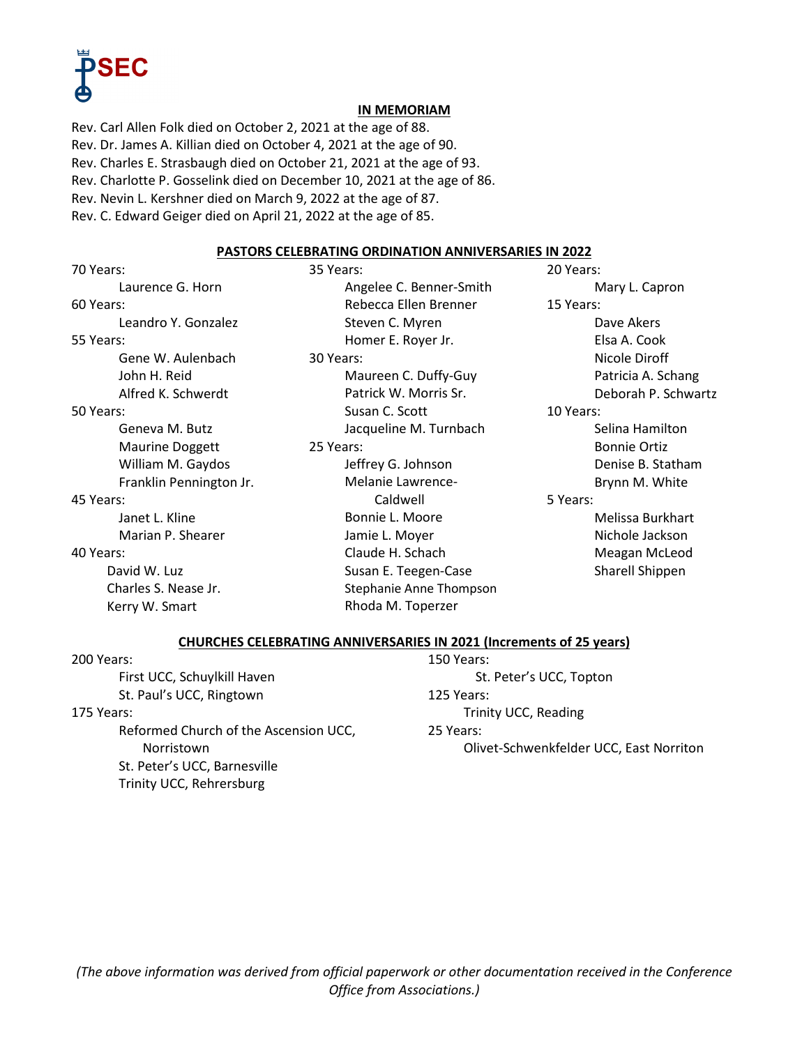PSEC

## IN MEMORIAM

Rev. Carl Allen Folk died on October 2, 2021 at the age of 88.
Rev. Dr. James A. Killian died on October 4, 2021 at the age of 90.
Rev. Charles E. Strasbaugh died on October 21, 2021 at the age of 93.
Rev. Charlotte P. Gosselink died on December 10, 2021 at the age of 86.
Rev. Nevin L. Kershner died on March 9, 2022 at the age of 87.
Rev. C. Edward Geiger died on April 21, 2022 at the age of 85.

## PASTORS CELEBRATING ORDINATION ANNIVERSARIES IN 2022

70 Years:
- Laurence G. Horn

60 Years:
- Leandro Y. Gonzalez

55 Years:
- Gene W. Aulenbach
- John H. Reid
- Alfred K. Schwerdt

50 Years:
- Geneva M. Butz
- Maurine Doggett
- William M. Gaydos
- Franklin Pennington Jr.

45 Years:
- Janet L. Kline
- Marian P. Shearer

40 Years:
- David W. Luz
- Charles S. Nease Jr.
- Kerry W. Smart

35 Years:
- Angelee C. Benner-Smith
- Rebecca Ellen Brenner
- Steven C. Myren
- Homer E. Royer Jr.

30 Years:
- Maureen C. Duffy-Guy
- Patrick W. Morris Sr.
- Susan C. Scott
- Jacqueline M. Turnbach

25 Years:
- Jeffrey G. Johnson
- Melanie Lawrence-Caldwell
- Bonnie L. Moore
- Jamie L. Moyer
- Claude H. Schach
- Susan E. Teegen-Case
- Stephanie Anne Thompson
- Rhoda M. Toperzer

20 Years:
- Mary L. Capron

15 Years:
- Dave Akers
- Elsa A. Cook
- Nicole Diroff
- Patricia A. Schang
- Deborah P. Schwartz

10 Years:
- Selina Hamilton
- Bonnie Ortiz
- Denise B. Statham
- Brynn M. White

5 Years:
- Melissa Burkhart
- Nichole Jackson
- Meagan McLeod
- Sharell Shippen

## CHURCHES CELEBRATING ANNIVERSARIES IN 2021 (Increments of 25 years)

200 Years:
- First UCC, Schuylkill Haven
- St. Paul's UCC, Ringtown

175 Years:
- Reformed Church of the Ascension UCC, Norristown
- St. Peter's UCC, Barnesville
- Trinity UCC, Rehrersburg

150 Years:
- St. Peter's UCC, Topton

125 Years:
- Trinity UCC, Reading

25 Years:
- Olivet-Schwenkfelder UCC, East Norriton

*(The above information was derived from official paperwork or other documentation received in the Conference Office from Associations.)*